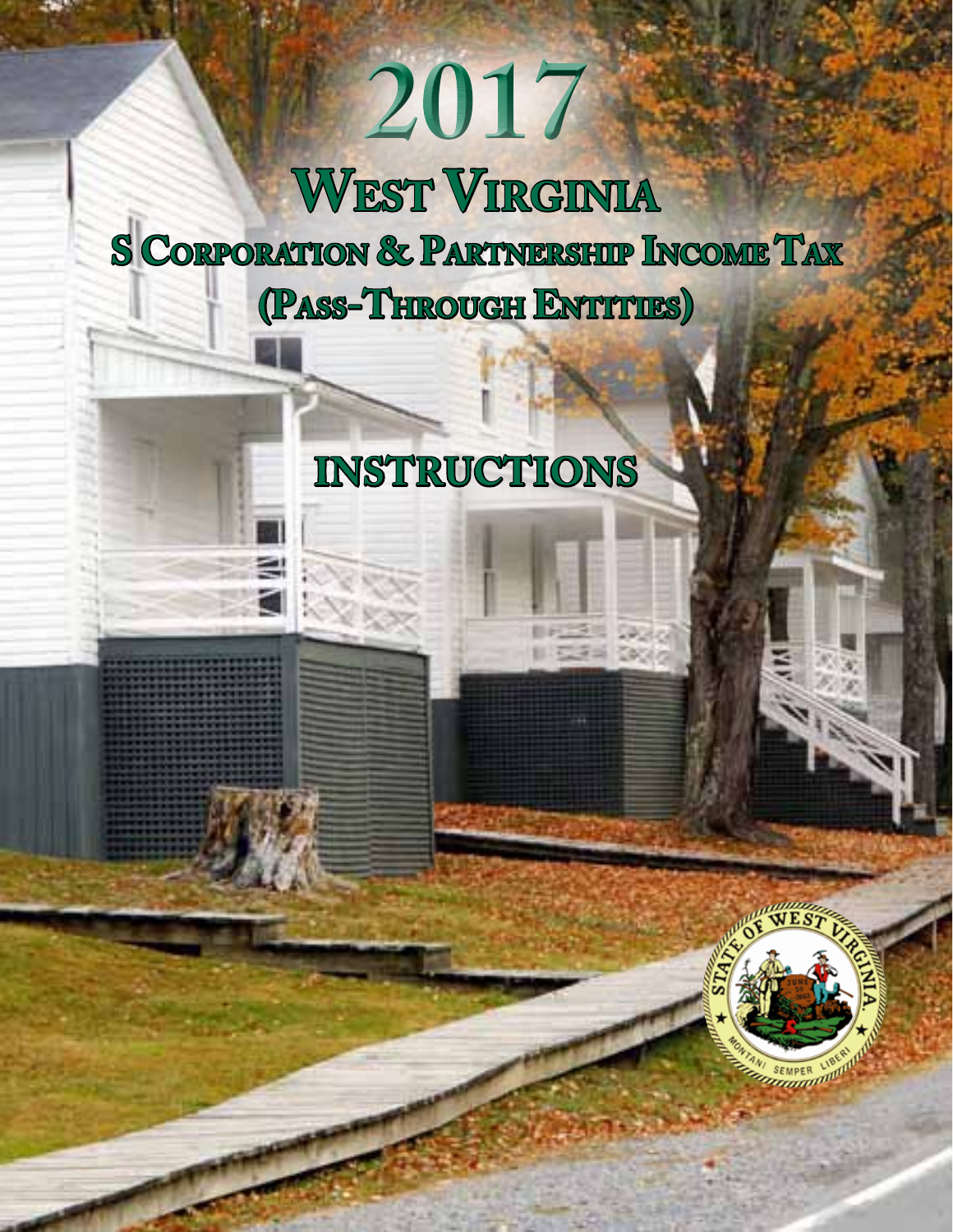# 2017

# West Virginia

## S Corporation & Partnership Income Tax

## (Pass-Through Entities)

## INSTRUCTIONS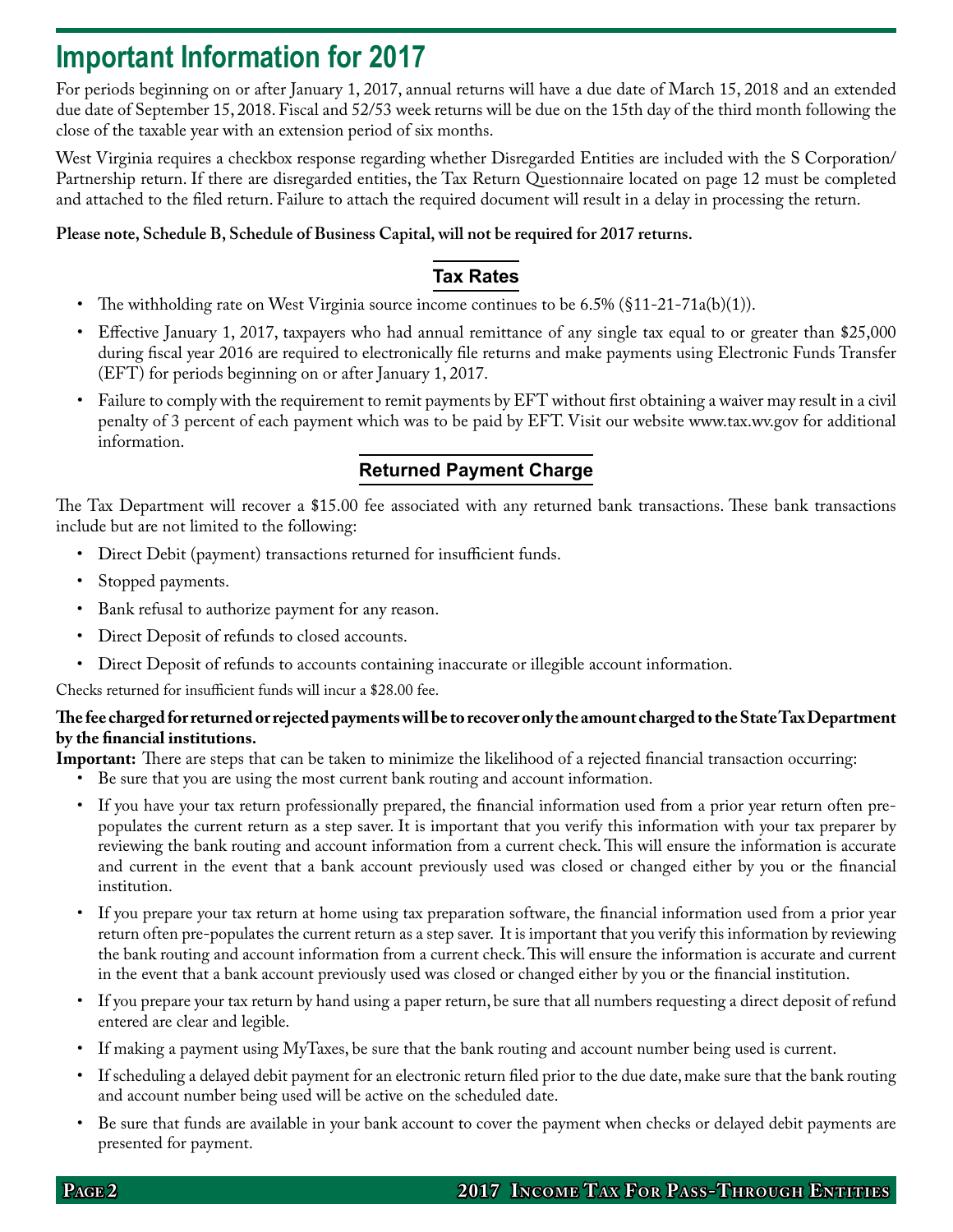# Important Information for 2017

For periods beginning on or after January 1, 2017, annual returns will have a due date of March 15, 2018 and an extended due date of September 15, 2018. Fiscal and 52/53 week returns will be due on the 15th day of the third month following the close of the taxable year with an extension period of six months.

West Virginia requires a checkbox response regarding whether Disregarded Entities are included with the S Corporation/ Partnership return. If there are disregarded entities, the Tax Return Questionnaire located on page 12 must be completed and attached to the filed return. Failure to attach the required document will result in a delay in processing the return.

**Please note, Schedule B, Schedule of Business Capital, will not be required for 2017 returns.**

## Tax Rates

- The withholding rate on West Virginia source income continues to be 6.5% (§11-21-71a(b)(1)).
- Effective January 1, 2017, taxpayers who had annual remittance of any single tax equal to or greater than $25,000 during fiscal year 2016 are required to electronically file returns and make payments using Electronic Funds Transfer (EFT) for periods beginning on or after January 1, 2017.
- Failure to comply with the requirement to remit payments by EFT without first obtaining a waiver may result in a civil penalty of 3 percent of each payment which was to be paid by EFT. Visit our website www.tax.wv.gov for additional information.

## Returned Payment Charge

The Tax Department will recover a $15.00 fee associated with any returned bank transactions. These bank transactions include but are not limited to the following:

- Direct Debit (payment) transactions returned for insufficient funds.
- Stopped payments.
- Bank refusal to authorize payment for any reason.
- Direct Deposit of refunds to closed accounts.
- Direct Deposit of refunds to accounts containing inaccurate or illegible account information.

Checks returned for insufficient funds will incur a $28.00 fee.

**The fee charged for returned or rejected payments will be to recover only the amount charged to the State Tax Department by the financial institutions.**

**Important:** There are steps that can be taken to minimize the likelihood of a rejected financial transaction occurring:

- Be sure that you are using the most current bank routing and account information.
- If you have your tax return professionally prepared, the financial information used from a prior year return often pre-populates the current return as a step saver. It is important that you verify this information with your tax preparer by reviewing the bank routing and account information from a current check. This will ensure the information is accurate and current in the event that a bank account previously used was closed or changed either by you or the financial institution.
- If you prepare your tax return at home using tax preparation software, the financial information used from a prior year return often pre-populates the current return as a step saver. It is important that you verify this information by reviewing the bank routing and account information from a current check. This will ensure the information is accurate and current in the event that a bank account previously used was closed or changed either by you or the financial institution.
- If you prepare your tax return by hand using a paper return, be sure that all numbers requesting a direct deposit of refund entered are clear and legible.
- If making a payment using MyTaxes, be sure that the bank routing and account number being used is current.
- If scheduling a delayed debit payment for an electronic return filed prior to the due date, make sure that the bank routing and account number being used will be active on the scheduled date.
- Be sure that funds are available in your bank account to cover the payment when checks or delayed debit payments are presented for payment.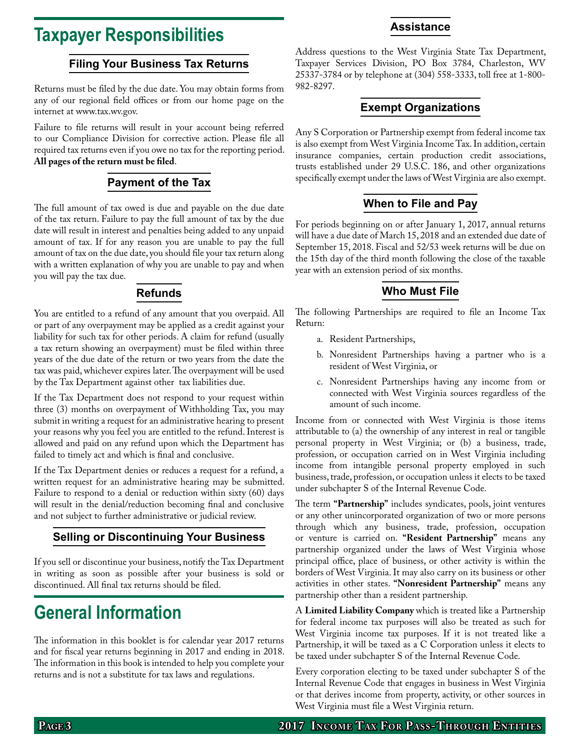# Taxpayer Responsibilities

## Filing Your Business Tax Returns

Returns must be filed by the due date. You may obtain forms from any of our regional field offices or from our home page on the internet at www.tax.wv.gov.

Failure to file returns will result in your account being referred to our Compliance Division for corrective action. Please file all required tax returns even if you owe no tax for the reporting period. **All pages of the return must be filed**.

## Payment of the Tax

The full amount of tax owed is due and payable on the due date of the tax return. Failure to pay the full amount of tax by the due date will result in interest and penalties being added to any unpaid amount of tax. If for any reason you are unable to pay the full amount of tax on the due date, you should file your tax return along with a written explanation of why you are unable to pay and when you will pay the tax due.

## Refunds

You are entitled to a refund of any amount that you overpaid. All or part of any overpayment may be applied as a credit against your liability for such tax for other periods. A claim for refund (usually a tax return showing an overpayment) must be filed within three years of the due date of the return or two years from the date the tax was paid, whichever expires later. The overpayment will be used by the Tax Department against other tax liabilities due.

If the Tax Department does not respond to your request within three (3) months on overpayment of Withholding Tax, you may submit in writing a request for an administrative hearing to present your reasons why you feel you are entitled to the refund. Interest is allowed and paid on any refund upon which the Department has failed to timely act and which is final and conclusive.

If the Tax Department denies or reduces a request for a refund, a written request for an administrative hearing may be submitted. Failure to respond to a denial or reduction within sixty (60) days will result in the denial/reduction becoming final and conclusive and not subject to further administrative or judicial review.

## Selling or Discontinuing Your Business

If you sell or discontinue your business, notify the Tax Department in writing as soon as possible after your business is sold or discontinued. All final tax returns should be filed.

# General Information

The information in this booklet is for calendar year 2017 returns and for fiscal year returns beginning in 2017 and ending in 2018. The information in this book is intended to help you complete your returns and is not a substitute for tax laws and regulations.

## Assistance

Address questions to the West Virginia State Tax Department, Taxpayer Services Division, PO Box 3784, Charleston, WV 25337-3784 or by telephone at (304) 558-3333, toll free at 1-800-982-8297.

## Exempt Organizations

Any S Corporation or Partnership exempt from federal income tax is also exempt from West Virginia Income Tax. In addition, certain insurance companies, certain production credit associations, trusts established under 29 U.S.C. 186, and other organizations specifically exempt under the laws of West Virginia are also exempt.

## When to File and Pay

For periods beginning on or after January 1, 2017, annual returns will have a due date of March 15, 2018 and an extended due date of September 15, 2018. Fiscal and 52/53 week returns will be due on the 15th day of the third month following the close of the taxable year with an extension period of six months.

## Who Must File

The following Partnerships are required to file an Income Tax Return:

a. Resident Partnerships,
b. Nonresident Partnerships having a partner who is a resident of West Virginia, or
c. Nonresident Partnerships having any income from or connected with West Virginia sources regardless of the amount of such income.

Income from or connected with West Virginia is those items attributable to (a) the ownership of any interest in real or tangible personal property in West Virginia; or (b) a business, trade, profession, or occupation carried on in West Virginia including income from intangible personal property employed in such business, trade, profession, or occupation unless it elects to be taxed under subchapter S of the Internal Revenue Code.

The term **"Partnership"** includes syndicates, pools, joint ventures or any other unincorporated organization of two or more persons through which any business, trade, profession, occupation or venture is carried on. **"Resident Partnership"** means any partnership organized under the laws of West Virginia whose principal office, place of business, or other activity is within the borders of West Virginia. It may also carry on its business or other activities in other states. **"Nonresident Partnership"** means any partnership other than a resident partnership.

A **Limited Liability Company** which is treated like a Partnership for federal income tax purposes will also be treated as such for West Virginia income tax purposes. If it is not treated like a Partnership, it will be taxed as a C Corporation unless it elects to be taxed under subchapter S of the Internal Revenue Code.

Every corporation electing to be taxed under subchapter S of the Internal Revenue Code that engages in business in West Virginia or that derives income from property, activity, or other sources in West Virginia must file a West Virginia return.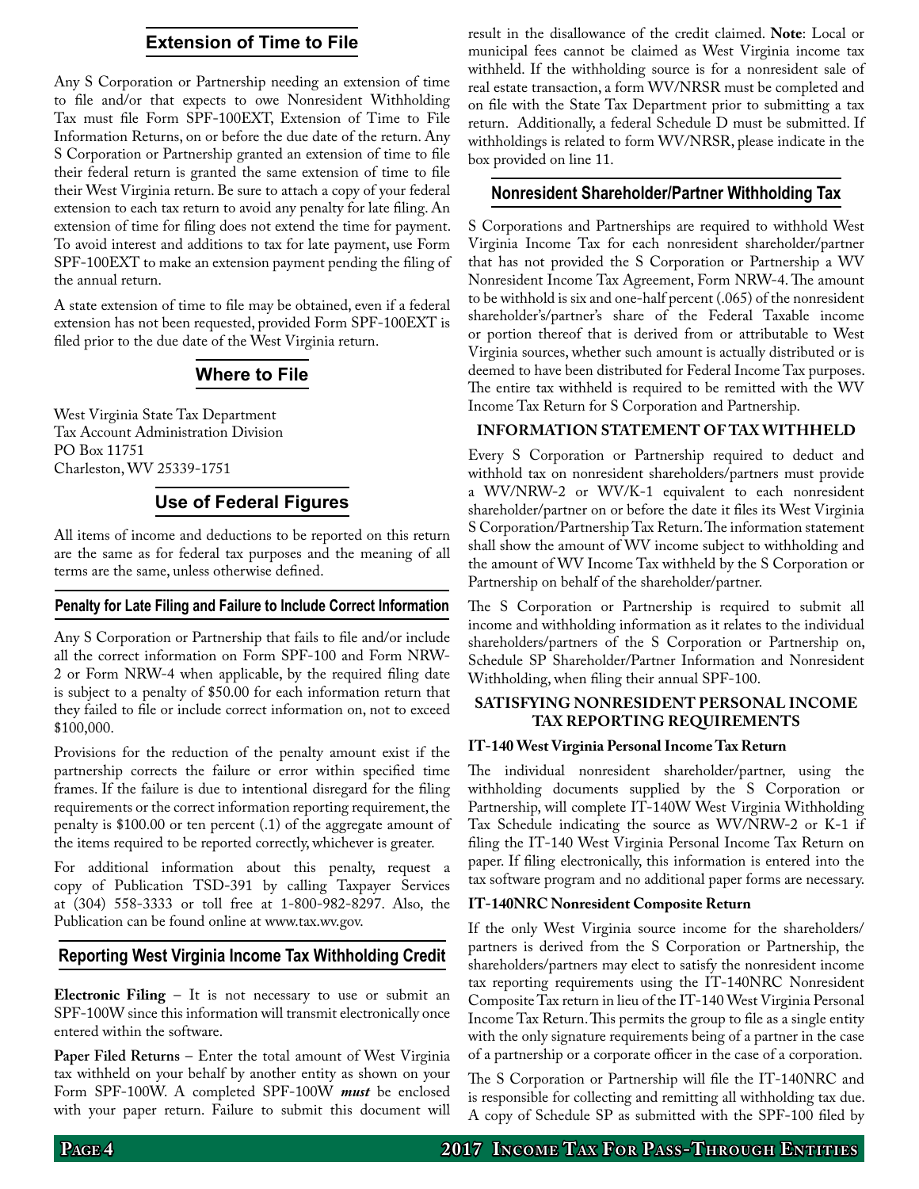## Extension of Time to File

Any S Corporation or Partnership needing an extension of time to file and/or that expects to owe Nonresident Withholding Tax must file Form SPF-100EXT, Extension of Time to File Information Returns, on or before the due date of the return. Any S Corporation or Partnership granted an extension of time to file their federal return is granted the same extension of time to file their West Virginia return. Be sure to attach a copy of your federal extension to each tax return to avoid any penalty for late filing. An extension of time for filing does not extend the time for payment. To avoid interest and additions to tax for late payment, use Form SPF-100EXT to make an extension payment pending the filing of the annual return.

A state extension of time to file may be obtained, even if a federal extension has not been requested, provided Form SPF-100EXT is filed prior to the due date of the West Virginia return.

## Where to File

West Virginia State Tax Department
Tax Account Administration Division
PO Box 11751
Charleston, WV 25339-1751

## Use of Federal Figures

All items of income and deductions to be reported on this return are the same as for federal tax purposes and the meaning of all terms are the same, unless otherwise defined.

## Penalty for Late Filing and Failure to Include Correct Information

Any S Corporation or Partnership that fails to file and/or include all the correct information on Form SPF-100 and Form NRW-2 or Form NRW-4 when applicable, by the required filing date is subject to a penalty of $50.00 for each information return that they failed to file or include correct information on, not to exceed $100,000.

Provisions for the reduction of the penalty amount exist if the partnership corrects the failure or error within specified time frames. If the failure is due to intentional disregard for the filing requirements or the correct information reporting requirement, the penalty is $100.00 or ten percent (.1) of the aggregate amount of the items required to be reported correctly, whichever is greater.

For additional information about this penalty, request a copy of Publication TSD-391 by calling Taxpayer Services at (304) 558-3333 or toll free at 1-800-982-8297. Also, the Publication can be found online at www.tax.wv.gov.

## Reporting West Virginia Income Tax Withholding Credit

**Electronic Filing** – It is not necessary to use or submit an SPF-100W since this information will transmit electronically once entered within the software.

**Paper Filed Returns** – Enter the total amount of West Virginia tax withheld on your behalf by another entity as shown on your Form SPF-100W. A completed SPF-100W ***must*** be enclosed with your paper return. Failure to submit this document will result in the disallowance of the credit claimed. **Note**: Local or municipal fees cannot be claimed as West Virginia income tax withheld. If the withholding source is for a nonresident sale of real estate transaction, a form WV/NRSR must be completed and on file with the State Tax Department prior to submitting a tax return. Additionally, a federal Schedule D must be submitted. If withholdings is related to form WV/NRSR, please indicate in the box provided on line 11.

## Nonresident Shareholder/Partner Withholding Tax

S Corporations and Partnerships are required to withhold West Virginia Income Tax for each nonresident shareholder/partner that has not provided the S Corporation or Partnership a WV Nonresident Income Tax Agreement, Form NRW-4. The amount to be withhold is six and one-half percent (.065) of the nonresident shareholder's/partner's share of the Federal Taxable income or portion thereof that is derived from or attributable to West Virginia sources, whether such amount is actually distributed or is deemed to have been distributed for Federal Income Tax purposes. The entire tax withheld is required to be remitted with the WV Income Tax Return for S Corporation and Partnership.

### INFORMATION STATEMENT OF TAX WITHHELD

Every S Corporation or Partnership required to deduct and withhold tax on nonresident shareholders/partners must provide a WV/NRW-2 or WV/K-1 equivalent to each nonresident shareholder/partner on or before the date it files its West Virginia S Corporation/Partnership Tax Return. The information statement shall show the amount of WV income subject to withholding and the amount of WV Income Tax withheld by the S Corporation or Partnership on behalf of the shareholder/partner.

The S Corporation or Partnership is required to submit all income and withholding information as it relates to the individual shareholders/partners of the S Corporation or Partnership on, Schedule SP Shareholder/Partner Information and Nonresident Withholding, when filing their annual SPF-100.

### SATISFYING NONRESIDENT PERSONAL INCOME TAX REPORTING REQUIREMENTS

**IT-140 West Virginia Personal Income Tax Return**

The individual nonresident shareholder/partner, using the withholding documents supplied by the S Corporation or Partnership, will complete IT-140W West Virginia Withholding Tax Schedule indicating the source as WV/NRW-2 or K-1 if filing the IT-140 West Virginia Personal Income Tax Return on paper. If filing electronically, this information is entered into the tax software program and no additional paper forms are necessary.

**IT-140NRC Nonresident Composite Return**

If the only West Virginia source income for the shareholders/partners is derived from the S Corporation or Partnership, the shareholders/partners may elect to satisfy the nonresident income tax reporting requirements using the IT-140NRC Nonresident Composite Tax return in lieu of the IT-140 West Virginia Personal Income Tax Return. This permits the group to file as a single entity with the only signature requirements being of a partner in the case of a partnership or a corporate officer in the case of a corporation.

The S Corporation or Partnership will file the IT-140NRC and is responsible for collecting and remitting all withholding tax due. A copy of Schedule SP as submitted with the SPF-100 filed by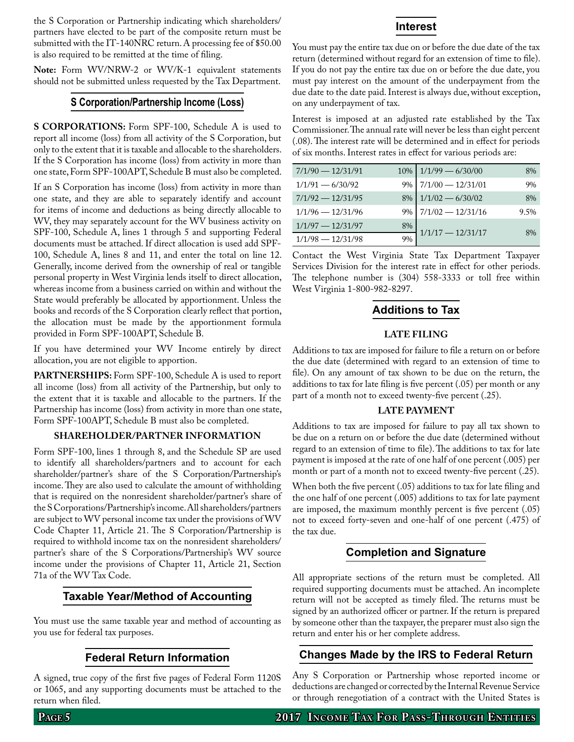the S Corporation or Partnership indicating which shareholders/ partners have elected to be part of the composite return must be submitted with the IT-140NRC return. A processing fee of $50.00 is also required to be remitted at the time of filing.

**Note:** Form WV/NRW-2 or WV/K-1 equivalent statements should not be submitted unless requested by the Tax Department.

## S Corporation/Partnership Income (Loss)

**S CORPORATIONS:** Form SPF-100, Schedule A is used to report all income (loss) from all activity of the S Corporation, but only to the extent that it is taxable and allocable to the shareholders. If the S Corporation has income (loss) from activity in more than one state, Form SPF-100APT, Schedule B must also be completed.

If an S Corporation has income (loss) from activity in more than one state, and they are able to separately identify and account for items of income and deductions as being directly allocable to WV, they may separately account for the WV business activity on SPF-100, Schedule A, lines 1 through 5 and supporting Federal documents must be attached. If direct allocation is used add SPF-100, Schedule A, lines 8 and 11, and enter the total on line 12. Generally, income derived from the ownership of real or tangible personal property in West Virginia lends itself to direct allocation, whereas income from a business carried on within and without the State would preferably be allocated by apportionment. Unless the books and records of the S Corporation clearly reflect that portion, the allocation must be made by the apportionment formula provided in Form SPF-100APT, Schedule B.

If you have determined your WV Income entirely by direct allocation, you are not eligible to apportion.

**PARTNERSHIPS:** Form SPF-100, Schedule A is used to report all income (loss) from all activity of the Partnership, but only to the extent that it is taxable and allocable to the partners. If the Partnership has income (loss) from activity in more than one state, Form SPF-100APT, Schedule B must also be completed.

### SHAREHOLDER/PARTNER INFORMATION

Form SPF-100, lines 1 through 8, and the Schedule SP are used to identify all shareholders/partners and to account for each shareholder/partner's share of the S Corporation/Partnership's income. They are also used to calculate the amount of withholding that is required on the nonresident shareholder/partner's share of the S Corporations/Partnership's income. All shareholders/partners are subject to WV personal income tax under the provisions of WV Code Chapter 11, Article 21. The S Corporation/Partnership is required to withhold income tax on the nonresident shareholders/ partner's share of the S Corporations/Partnership's WV source income under the provisions of Chapter 11, Article 21, Section 71a of the WV Tax Code.

## Taxable Year/Method of Accounting

You must use the same taxable year and method of accounting as you use for federal tax purposes.

## Federal Return Information

A signed, true copy of the first five pages of Federal Form 1120S or 1065, and any supporting documents must be attached to the return when filed.

## Interest

You must pay the entire tax due on or before the due date of the tax return (determined without regard for an extension of time to file). If you do not pay the entire tax due on or before the due date, you must pay interest on the amount of the underpayment from the due date to the date paid. Interest is always due, without exception, on any underpayment of tax.

Interest is imposed at an adjusted rate established by the Tax Commissioner. The annual rate will never be less than eight percent (.08). The interest rate will be determined and in effect for periods of six months. Interest rates in effect for various periods are:

| Period | Rate | Period | Rate |
|---|---|---|---|
| 7/1/90 — 12/31/91 | 10% | 1/1/99 — 6/30/00 | 8% |
| 1/1/91 — 6/30/92 | 9% | 7/1/00 — 12/31/01 | 9% |
| 7/1/92 — 12/31/95 | 8% | 1/1/02 — 6/30/02 | 8% |
| 1/1/96 — 12/31/96 | 9% | 7/1/02 — 12/31/16 | 9.5% |
| 1/1/97 — 12/31/97 | 8% | 1/1/17 — 12/31/17 | 8% |
| 1/1/98 — 12/31/98 | 9% | | |

Contact the West Virginia State Tax Department Taxpayer Services Division for the interest rate in effect for other periods. The telephone number is (304) 558-3333 or toll free within West Virginia 1-800-982-8297.

## Additions to Tax

### LATE FILING

Additions to tax are imposed for failure to file a return on or before the due date (determined with regard to an extension of time to file). On any amount of tax shown to be due on the return, the additions to tax for late filing is five percent (.05) per month or any part of a month not to exceed twenty-five percent (.25).

### LATE PAYMENT

Additions to tax are imposed for failure to pay all tax shown to be due on a return on or before the due date (determined without regard to an extension of time to file). The additions to tax for late payment is imposed at the rate of one half of one percent (.005) per month or part of a month not to exceed twenty-five percent (.25).

When both the five percent (.05) additions to tax for late filing and the one half of one percent (.005) additions to tax for late payment are imposed, the maximum monthly percent is five percent (.05) not to exceed forty-seven and one-half of one percent (.475) of the tax due.

## Completion and Signature

All appropriate sections of the return must be completed. All required supporting documents must be attached. An incomplete return will not be accepted as timely filed. The returns must be signed by an authorized officer or partner. If the return is prepared by someone other than the taxpayer, the preparer must also sign the return and enter his or her complete address.

## Changes Made by the IRS to Federal Return

Any S Corporation or Partnership whose reported income or deductions are changed or corrected by the Internal Revenue Service or through renegotiation of a contract with the United States is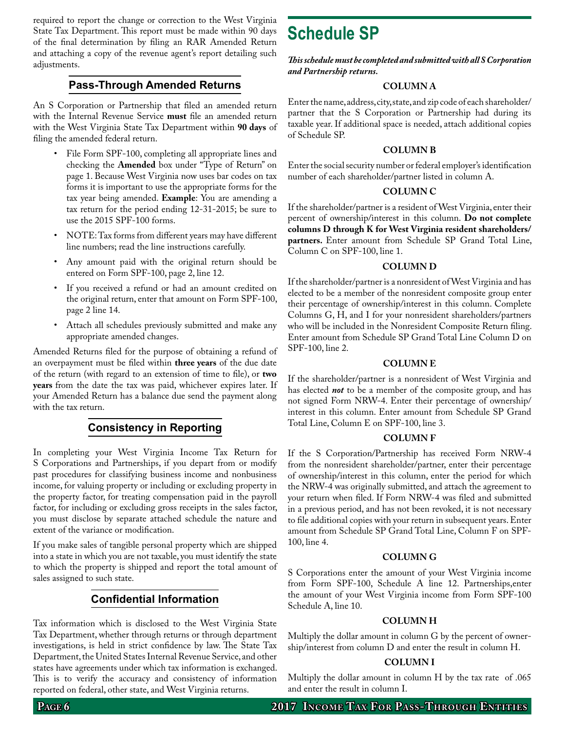required to report the change or correction to the West Virginia State Tax Department. This report must be made within 90 days of the final determination by filing an RAR Amended Return and attaching a copy of the revenue agent's report detailing such adjustments.

## Pass-Through Amended Returns

An S Corporation or Partnership that filed an amended return with the Internal Revenue Service **must** file an amended return with the West Virginia State Tax Department within **90 days** of filing the amended federal return.

- File Form SPF-100, completing all appropriate lines and checking the **Amended** box under "Type of Return" on page 1. Because West Virginia now uses bar codes on tax forms it is important to use the appropriate forms for the tax year being amended. **Example**: You are amending a tax return for the period ending 12-31-2015; be sure to use the 2015 SPF-100 forms.
- NOTE: Tax forms from different years may have different line numbers; read the line instructions carefully.
- Any amount paid with the original return should be entered on Form SPF-100, page 2, line 12.
- If you received a refund or had an amount credited on the original return, enter that amount on Form SPF-100, page 2 line 14.
- Attach all schedules previously submitted and make any appropriate amended changes.

Amended Returns filed for the purpose of obtaining a refund of an overpayment must be filed within **three years** of the due date of the return (with regard to an extension of time to file), or **two years** from the date the tax was paid, whichever expires later. If your Amended Return has a balance due send the payment along with the tax return.

## Consistency in Reporting

In completing your West Virginia Income Tax Return for S Corporations and Partnerships, if you depart from or modify past procedures for classifying business income and nonbusiness income, for valuing property or including or excluding property in the property factor, for treating compensation paid in the payroll factor, for including or excluding gross receipts in the sales factor, you must disclose by separate attached schedule the nature and extent of the variance or modification.

If you make sales of tangible personal property which are shipped into a state in which you are not taxable, you must identify the state to which the property is shipped and report the total amount of sales assigned to such state.

## Confidential Information

Tax information which is disclosed to the West Virginia State Tax Department, whether through returns or through department investigations, is held in strict confidence by law. The State Tax Department, the United States Internal Revenue Service, and other states have agreements under which tax information is exchanged. This is to verify the accuracy and consistency of information reported on federal, other state, and West Virginia returns.

# Schedule SP

***This schedule must be completed and submitted with all S Corporation and Partnership returns.***

### COLUMN A

Enter the name, address, city, state, and zip code of each shareholder/partner that the S Corporation or Partnership had during its taxable year. If additional space is needed, attach additional copies of Schedule SP.

### COLUMN B

Enter the social security number or federal employer's identification number of each shareholder/partner listed in column A.

### COLUMN C

If the shareholder/partner is a resident of West Virginia, enter their percent of ownership/interest in this column. **Do not complete columns D through K for West Virginia resident shareholders/partners.** Enter amount from Schedule SP Grand Total Line, Column C on SPF-100, line 1.

### COLUMN D

If the shareholder/partner is a nonresident of West Virginia and has elected to be a member of the nonresident composite group enter their percentage of ownership/interest in this column. Complete Columns G, H, and I for your nonresident shareholders/partners who will be included in the Nonresident Composite Return filing. Enter amount from Schedule SP Grand Total Line Column D on SPF-100, line 2.

### COLUMN E

If the shareholder/partner is a nonresident of West Virginia and has elected ***not*** to be a member of the composite group, and has not signed Form NRW-4. Enter their percentage of ownership/interest in this column. Enter amount from Schedule SP Grand Total Line, Column E on SPF-100, line 3.

### COLUMN F

If the S Corporation/Partnership has received Form NRW-4 from the nonresident shareholder/partner, enter their percentage of ownership/interest in this column, enter the period for which the NRW-4 was originally submitted, and attach the agreement to your return when filed. If Form NRW-4 was filed and submitted in a previous period, and has not been revoked, it is not necessary to file additional copies with your return in subsequent years. Enter amount from Schedule SP Grand Total Line, Column F on SPF-100, line 4.

### COLUMN G

S Corporations enter the amount of your West Virginia income from Form SPF-100, Schedule A line 12. Partnerships,enter the amount of your West Virginia income from Form SPF-100 Schedule A, line 10.

### COLUMN H

Multiply the dollar amount in column G by the percent of ownership/interest from column D and enter the result in column H.

### COLUMN I

Multiply the dollar amount in column H by the tax rate of .065 and enter the result in column I.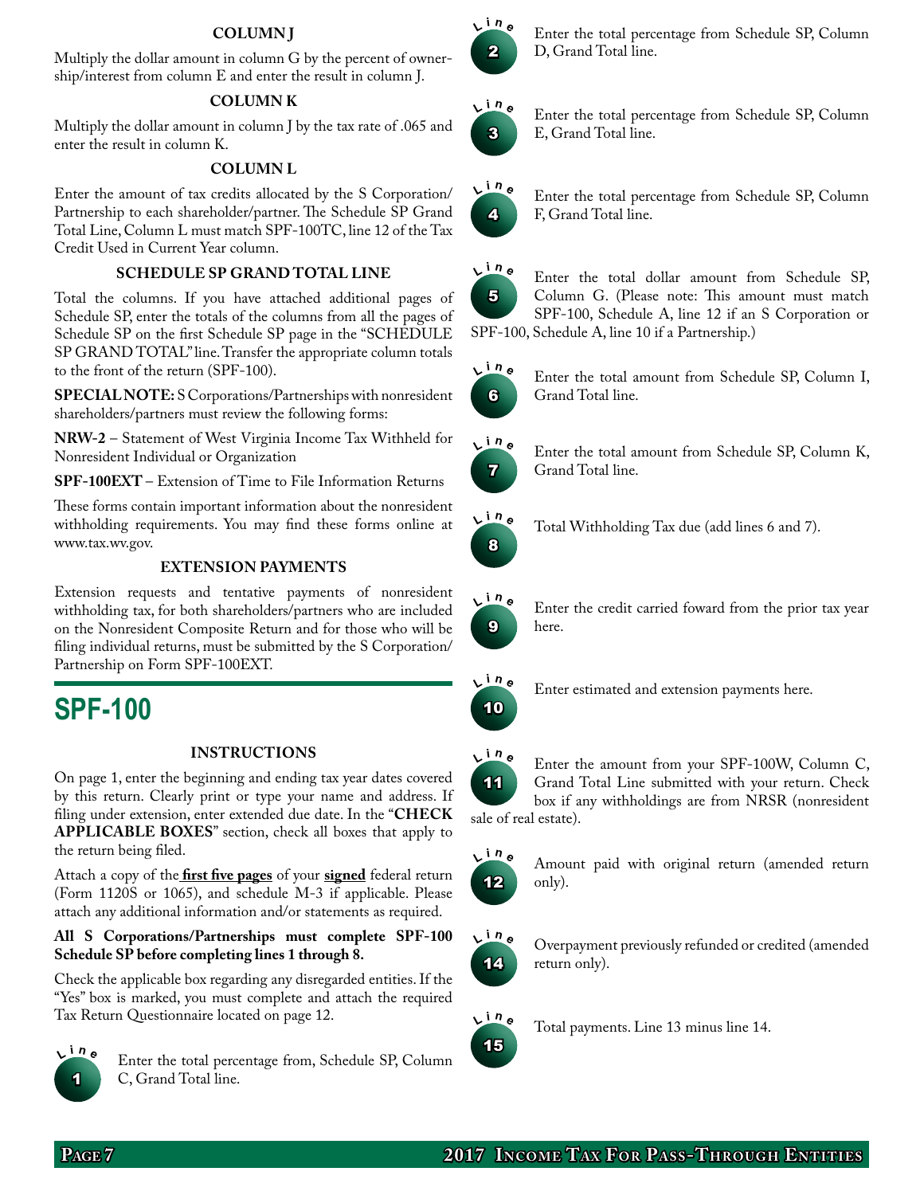### COLUMN J

Multiply the dollar amount in column G by the percent of ownership/interest from column E and enter the result in column J.

### COLUMN K

Multiply the dollar amount in column J by the tax rate of .065 and enter the result in column K.

### COLUMN L

Enter the amount of tax credits allocated by the S Corporation/Partnership to each shareholder/partner. The Schedule SP Grand Total Line, Column L must match SPF-100TC, line 12 of the Tax Credit Used in Current Year column.

### SCHEDULE SP GRAND TOTAL LINE

Total the columns. If you have attached additional pages of Schedule SP, enter the totals of the columns from all the pages of Schedule SP on the first Schedule SP page in the "SCHEDULE SP GRAND TOTAL" line. Transfer the appropriate column totals to the front of the return (SPF-100).

**SPECIAL NOTE:** S Corporations/Partnerships with nonresident shareholders/partners must review the following forms:

**NRW-2** – Statement of West Virginia Income Tax Withheld for Nonresident Individual or Organization

**SPF-100EXT** – Extension of Time to File Information Returns

These forms contain important information about the nonresident withholding requirements. You may find these forms online at www.tax.wv.gov.

### EXTENSION PAYMENTS

Extension requests and tentative payments of nonresident withholding tax, for both shareholders/partners who are included on the Nonresident Composite Return and for those who will be filing individual returns, must be submitted by the S Corporation/Partnership on Form SPF-100EXT.

# SPF-100

### INSTRUCTIONS

On page 1, enter the beginning and ending tax year dates covered by this return. Clearly print or type your name and address. If filing under extension, enter extended due date. In the "**CHECK APPLICABLE BOXES**" section, check all boxes that apply to the return being filed.

Attach a copy of the **first five pages** of your **signed** federal return (Form 1120S or 1065), and schedule M-3 if applicable. Please attach any additional information and/or statements as required.

**All S Corporations/Partnerships must complete SPF-100 Schedule SP before completing lines 1 through 8.**

Check the applicable box regarding any disregarded entities. If the "Yes" box is marked, you must complete and attach the required Tax Return Questionnaire located on page 12.

**Line 1** Enter the total percentage from, Schedule SP, Column C, Grand Total line.

**Line 2** Enter the total percentage from Schedule SP, Column D, Grand Total line.

**Line 3** Enter the total percentage from Schedule SP, Column E, Grand Total line.

**Line 4** Enter the total percentage from Schedule SP, Column F, Grand Total line.

**Line 5** Enter the total dollar amount from Schedule SP, Column G. (Please note: This amount must match SPF-100, Schedule A, line 12 if an S Corporation or SPF-100, Schedule A, line 10 if a Partnership.)

**Line 6** Enter the total amount from Schedule SP, Column I, Grand Total line.

**Line 7** Enter the total amount from Schedule SP, Column K, Grand Total line.

**Line 8** Total Withholding Tax due (add lines 6 and 7).

**Line 9** Enter the credit carried foward from the prior tax year here.

**Line 10** Enter estimated and extension payments here.

**Line 11** Enter the amount from your SPF-100W, Column C, Grand Total Line submitted with your return. Check box if any withholdings are from NRSR (nonresident sale of real estate).

**Line 12** Amount paid with original return (amended return only).

**Line 14** Overpayment previously refunded or credited (amended return only).

**Line 15** Total payments. Line 13 minus line 14.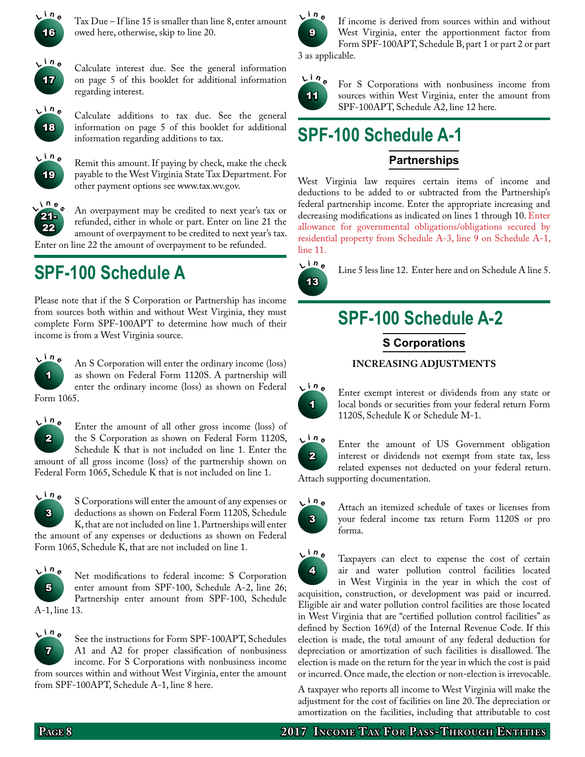**Line 16** Tax Due – If line 15 is smaller than line 8, enter amount owed here, otherwise, skip to line 20.

**Line 17** Calculate interest due. See the general information on page 5 of this booklet for additional information regarding interest.

**Line 18** Calculate additions to tax due. See the general information on page 5 of this booklet for additional information regarding additions to tax.

**Line 19** Remit this amount. If paying by check, make the check payable to the West Virginia State Tax Department. For other payment options see www.tax.wv.gov.

**Lines 21-22** An overpayment may be credited to next year's tax or refunded, either in whole or part. Enter on line 21 the amount of overpayment to be credited to next year's tax. Enter on line 22 the amount of overpayment to be refunded.

## SPF-100 Schedule A

Please note that if the S Corporation or Partnership has income from sources both within and without West Virginia, they must complete Form SPF-100APT to determine how much of their income is from a West Virginia source.

**Line 1** An S Corporation will enter the ordinary income (loss) as shown on Federal Form 1120S. A partnership will enter the ordinary income (loss) as shown on Federal Form 1065.

**Line 2** Enter the amount of all other gross income (loss) of the S Corporation as shown on Federal Form 1120S, Schedule K that is not included on line 1. Enter the amount of all gross income (loss) of the partnership shown on Federal Form 1065, Schedule K that is not included on line 1.

**Line 3** S Corporations will enter the amount of any expenses or deductions as shown on Federal Form 1120S, Schedule K, that are not included on line 1. Partnerships will enter the amount of any expenses or deductions as shown on Federal Form 1065, Schedule K, that are not included on line 1.

**Line 5** Net modifications to federal income: S Corporation enter amount from SPF-100, Schedule A-2, line 26; Partnership enter amount from SPF-100, Schedule A-1, line 13.

**Line 7** See the instructions for Form SPF-100APT, Schedules A1 and A2 for proper classification of nonbusiness income. For S Corporations with nonbusiness income from sources within and without West Virginia, enter the amount from SPF-100APT, Schedule A-1, line 8 here.

**Line 9** If income is derived from sources within and without West Virginia, enter the apportionment factor from Form SPF-100APT, Schedule B, part 1 or part 2 or part 3 as applicable.

**Line 11** For S Corporations with nonbusiness income from sources within West Virginia, enter the amount from SPF-100APT, Schedule A2, line 12 here.

## SPF-100 Schedule A-1

### Partnerships

West Virginia law requires certain items of income and deductions to be added to or subtracted from the Partnership's federal partnership income. Enter the appropriate increasing and decreasing modifications as indicated on lines 1 through 10. Enter allowance for governmental obligations/obligations secured by residential property from Schedule A-3, line 9 on Schedule A-1, line 11.

**Line 13** Line 5 less line 12. Enter here and on Schedule A line 5.

## SPF-100 Schedule A-2

### S Corporations

**INCREASING ADJUSTMENTS**

**Line 1** Enter exempt interest or dividends from any state or local bonds or securities from your federal return Form 1120S, Schedule K or Schedule M-1.

**Line 2** Enter the amount of US Government obligation interest or dividends not exempt from state tax, less related expenses not deducted on your federal return. Attach supporting documentation.

**Line 3** Attach an itemized schedule of taxes or licenses from your federal income tax return Form 1120S or pro forma.

**Line 4** Taxpayers can elect to expense the cost of certain air and water pollution control facilities located in West Virginia in the year in which the cost of acquisition, construction, or development was paid or incurred. Eligible air and water pollution control facilities are those located in West Virginia that are "certified pollution control facilities" as defined by Section 169(d) of the Internal Revenue Code. If this election is made, the total amount of any federal deduction for depreciation or amortization of such facilities is disallowed. The election is made on the return for the year in which the cost is paid or incurred. Once made, the election or non-election is irrevocable.

A taxpayer who reports all income to West Virginia will make the adjustment for the cost of facilities on line 20. The depreciation or amortization on the facilities, including that attributable to cost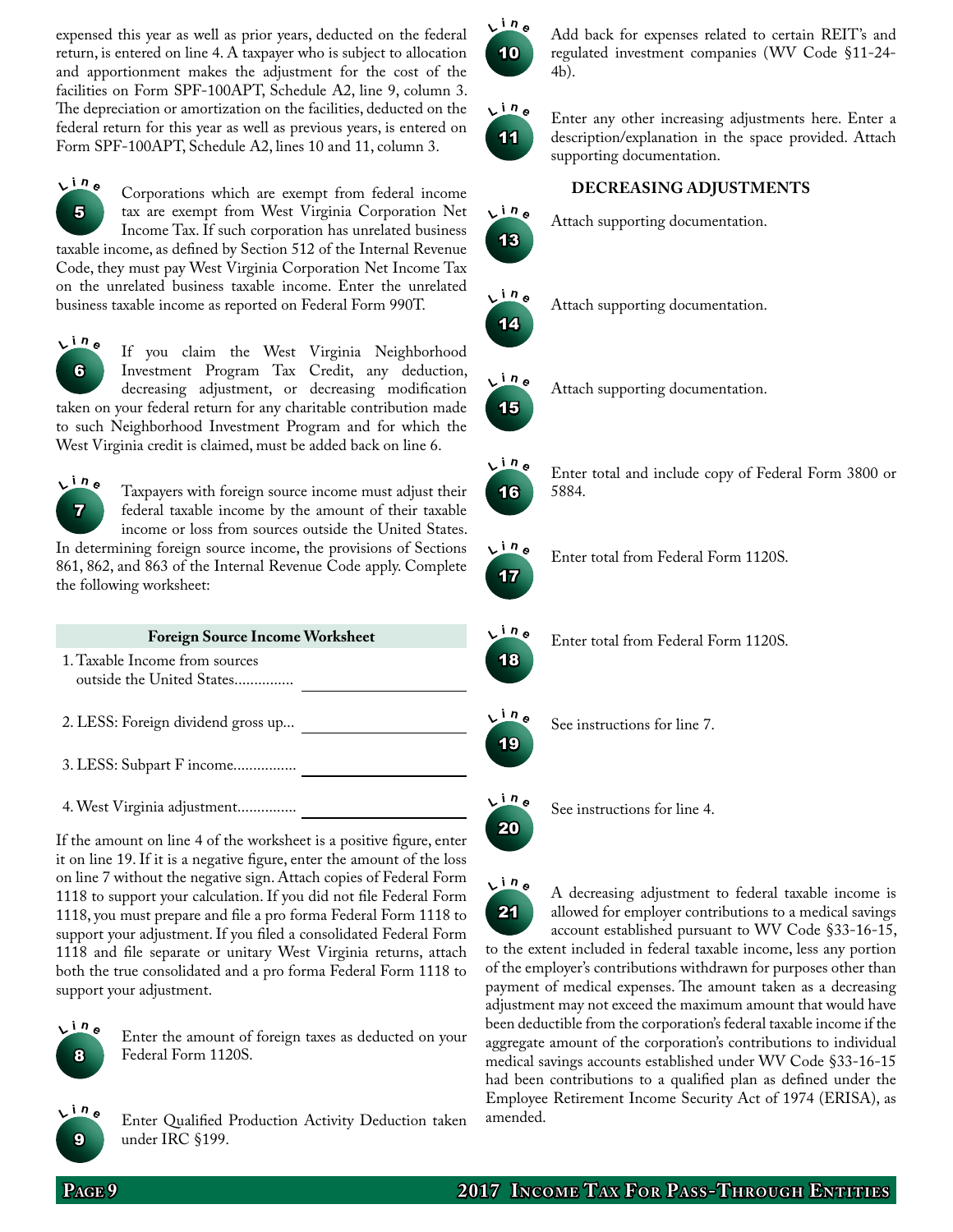expensed this year as well as prior years, deducted on the federal return, is entered on line 4. A taxpayer who is subject to allocation and apportionment makes the adjustment for the cost of the facilities on Form SPF-100APT, Schedule A2, line 9, column 3. The depreciation or amortization on the facilities, deducted on the federal return for this year as well as previous years, is entered on Form SPF-100APT, Schedule A2, lines 10 and 11, column 3.

**Line 5** Corporations which are exempt from federal income tax are exempt from West Virginia Corporation Net Income Tax. If such corporation has unrelated business taxable income, as defined by Section 512 of the Internal Revenue Code, they must pay West Virginia Corporation Net Income Tax on the unrelated business taxable income. Enter the unrelated business taxable income as reported on Federal Form 990T.

**Line 6** If you claim the West Virginia Neighborhood Investment Program Tax Credit, any deduction, decreasing adjustment, or decreasing modification taken on your federal return for any charitable contribution made to such Neighborhood Investment Program and for which the West Virginia credit is claimed, must be added back on line 6.

**Line 7** Taxpayers with foreign source income must adjust their federal taxable income by the amount of their taxable income or loss from sources outside the United States. In determining foreign source income, the provisions of Sections 861, 862, and 863 of the Internal Revenue Code apply. Complete the following worksheet:

| Foreign Source Income Worksheet | |
|---|---|
| 1. Taxable Income from sources outside the United States............... | \_\_\_\_\_\_\_\_\_\_ |
| 2. LESS: Foreign dividend gross up... | \_\_\_\_\_\_\_\_\_\_ |
| 3. LESS: Subpart F income................ | \_\_\_\_\_\_\_\_\_\_ |
| 4. West Virginia adjustment.............. | \_\_\_\_\_\_\_\_\_\_ |

If the amount on line 4 of the worksheet is a positive figure, enter it on line 19. If it is a negative figure, enter the amount of the loss on line 7 without the negative sign. Attach copies of Federal Form 1118 to support your calculation. If you did not file Federal Form 1118, you must prepare and file a pro forma Federal Form 1118 to support your adjustment. If you filed a consolidated Federal Form 1118 and file separate or unitary West Virginia returns, attach both the true consolidated and a pro forma Federal Form 1118 to support your adjustment.

**Line 8** Enter the amount of foreign taxes as deducted on your Federal Form 1120S.

**Line 9** Enter Qualified Production Activity Deduction taken under IRC §199.

**Line 10** Add back for expenses related to certain REIT's and regulated investment companies (WV Code §11-24-4b).

**Line 11** Enter any other increasing adjustments here. Enter a description/explanation in the space provided. Attach supporting documentation.

### DECREASING ADJUSTMENTS

**Line 13** Attach supporting documentation.

**Line 14** Attach supporting documentation.

**Line 15** Attach supporting documentation.

**Line 16** Enter total and include copy of Federal Form 3800 or 5884.

**Line 17** Enter total from Federal Form 1120S.

**Line 18** Enter total from Federal Form 1120S.

**Line 19** See instructions for line 7.

**Line 20** See instructions for line 4.

**Line 21** A decreasing adjustment to federal taxable income is allowed for employer contributions to a medical savings account established pursuant to WV Code §33-16-15, to the extent included in federal taxable income, less any portion of the employer's contributions withdrawn for purposes other than payment of medical expenses. The amount taken as a decreasing adjustment may not exceed the maximum amount that would have been deductible from the corporation's federal taxable income if the aggregate amount of the corporation's contributions to individual medical savings accounts established under WV Code §33-16-15 had been contributions to a qualified plan as defined under the Employee Retirement Income Security Act of 1974 (ERISA), as amended.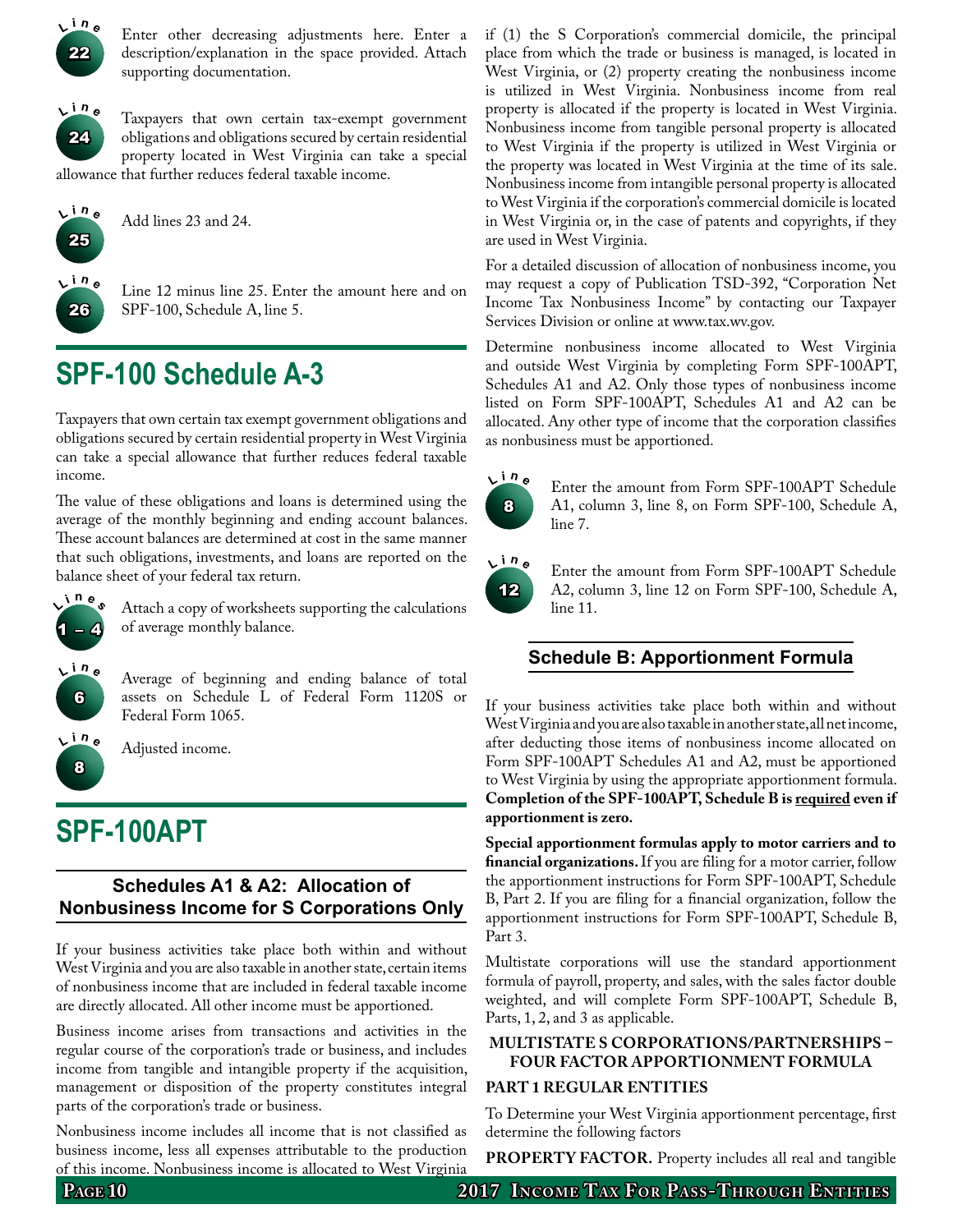**Line 22** Enter other decreasing adjustments here. Enter a description/explanation in the space provided. Attach supporting documentation.

**Line 24** Taxpayers that own certain tax-exempt government obligations and obligations secured by certain residential property located in West Virginia can take a special allowance that further reduces federal taxable income.

**Line 25** Add lines 23 and 24.

**Line 26** Line 12 minus line 25. Enter the amount here and on SPF-100, Schedule A, line 5.

# SPF-100 Schedule A-3

Taxpayers that own certain tax exempt government obligations and obligations secured by certain residential property in West Virginia can take a special allowance that further reduces federal taxable income.

The value of these obligations and loans is determined using the average of the monthly beginning and ending account balances. These account balances are determined at cost in the same manner that such obligations, investments, and loans are reported on the balance sheet of your federal tax return.

**Lines 1 – 4** Attach a copy of worksheets supporting the calculations of average monthly balance.

**Line 6** Average of beginning and ending balance of total assets on Schedule L of Federal Form 1120S or Federal Form 1065.

**Line 8** Adjusted income.

# SPF-100APT

## Schedules A1 & A2: Allocation of Nonbusiness Income for S Corporations Only

If your business activities take place both within and without West Virginia and you are also taxable in another state, certain items of nonbusiness income that are included in federal taxable income are directly allocated. All other income must be apportioned.

Business income arises from transactions and activities in the regular course of the corporation's trade or business, and includes income from tangible and intangible property if the acquisition, management or disposition of the property constitutes integral parts of the corporation's trade or business.

Nonbusiness income includes all income that is not classified as business income, less all expenses attributable to the production of this income. Nonbusiness income is allocated to West Virginia if (1) the S Corporation's commercial domicile, the principal place from which the trade or business is managed, is located in West Virginia, or (2) property creating the nonbusiness income is utilized in West Virginia. Nonbusiness income from real property is allocated if the property is located in West Virginia. Nonbusiness income from tangible personal property is allocated to West Virginia if the property is utilized in West Virginia or the property was located in West Virginia at the time of its sale. Nonbusiness income from intangible personal property is allocated to West Virginia if the corporation's commercial domicile is located in West Virginia or, in the case of patents and copyrights, if they are used in West Virginia.

For a detailed discussion of allocation of nonbusiness income, you may request a copy of Publication TSD-392, "Corporation Net Income Tax Nonbusiness Income" by contacting our Taxpayer Services Division or online at www.tax.wv.gov.

Determine nonbusiness income allocated to West Virginia and outside West Virginia by completing Form SPF-100APT, Schedules A1 and A2. Only those types of nonbusiness income listed on Form SPF-100APT, Schedules A1 and A2 can be allocated. Any other type of income that the corporation classifies as nonbusiness must be apportioned.

**Line 8** Enter the amount from Form SPF-100APT Schedule A1, column 3, line 8, on Form SPF-100, Schedule A, line 7.

**Line 12** Enter the amount from Form SPF-100APT Schedule A2, column 3, line 12 on Form SPF-100, Schedule A, line 11.

## Schedule B: Apportionment Formula

If your business activities take place both within and without West Virginia and you are also taxable in another state, all net income, after deducting those items of nonbusiness income allocated on Form SPF-100APT Schedules A1 and A2, must be apportioned to West Virginia by using the appropriate apportionment formula. **Completion of the SPF-100APT, Schedule B is required even if apportionment is zero.**

**Special apportionment formulas apply to motor carriers and to financial organizations.** If you are filing for a motor carrier, follow the apportionment instructions for Form SPF-100APT, Schedule B, Part 2. If you are filing for a financial organization, follow the apportionment instructions for Form SPF-100APT, Schedule B, Part 3.

Multistate corporations will use the standard apportionment formula of payroll, property, and sales, with the sales factor double weighted, and will complete Form SPF-100APT, Schedule B, Parts, 1, 2, and 3 as applicable.

### MULTISTATE S CORPORATIONS/PARTNERSHIPS – FOUR FACTOR APPORTIONMENT FORMULA

### PART 1 REGULAR ENTITIES

To Determine your West Virginia apportionment percentage, first determine the following factors

**PROPERTY FACTOR.** Property includes all real and tangible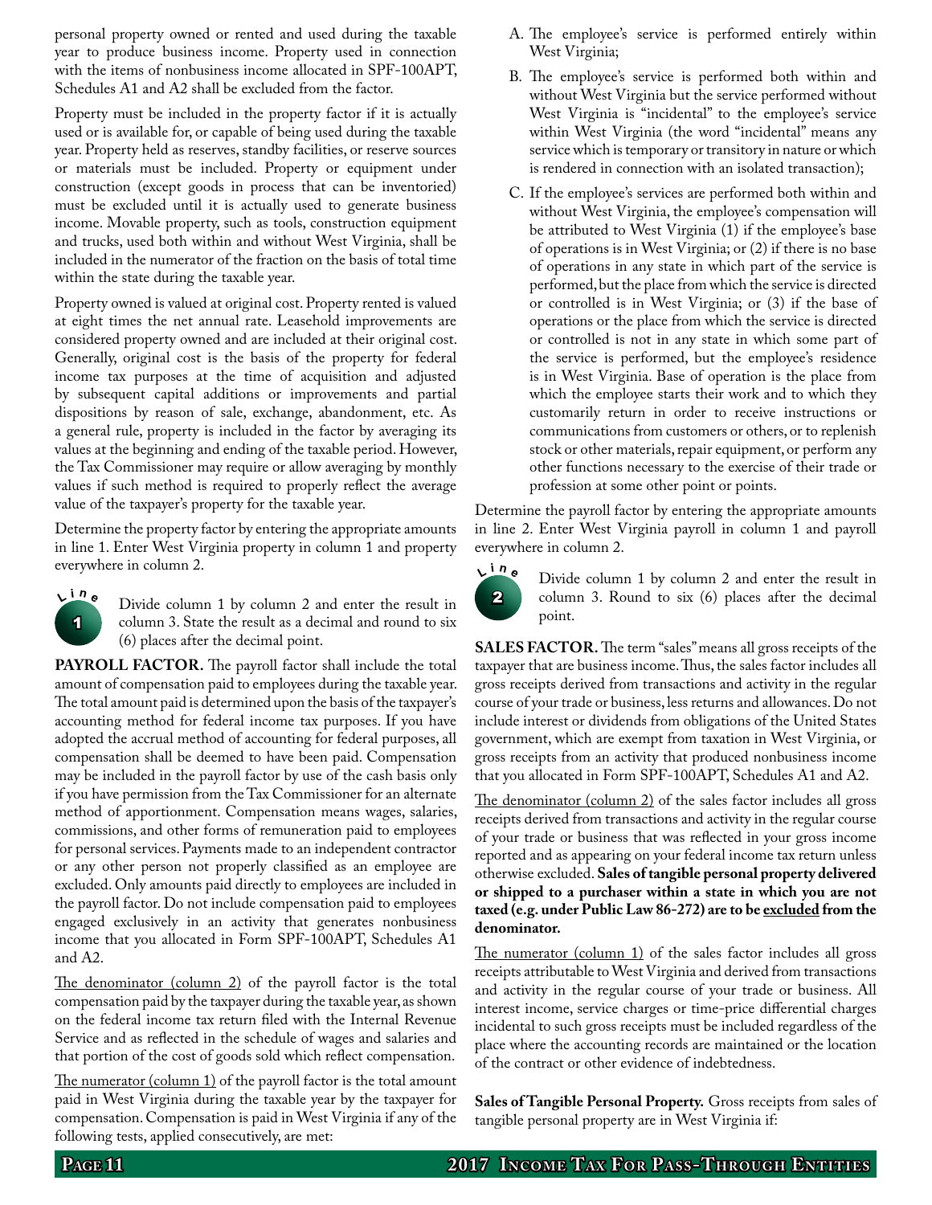personal property owned or rented and used during the taxable year to produce business income. Property used in connection with the items of nonbusiness income allocated in SPF-100APT, Schedules A1 and A2 shall be excluded from the factor.

Property must be included in the property factor if it is actually used or is available for, or capable of being used during the taxable year. Property held as reserves, standby facilities, or reserve sources or materials must be included. Property or equipment under construction (except goods in process that can be inventoried) must be excluded until it is actually used to generate business income. Movable property, such as tools, construction equipment and trucks, used both within and without West Virginia, shall be included in the numerator of the fraction on the basis of total time within the state during the taxable year.

Property owned is valued at original cost. Property rented is valued at eight times the net annual rate. Leasehold improvements are considered property owned and are included at their original cost. Generally, original cost is the basis of the property for federal income tax purposes at the time of acquisition and adjusted by subsequent capital additions or improvements and partial dispositions by reason of sale, exchange, abandonment, etc. As a general rule, property is included in the factor by averaging its values at the beginning and ending of the taxable period. However, the Tax Commissioner may require or allow averaging by monthly values if such method is required to properly reflect the average value of the taxpayer's property for the taxable year.

Determine the property factor by entering the appropriate amounts in line 1. Enter West Virginia property in column 1 and property everywhere in column 2.

**Line 1** Divide column 1 by column 2 and enter the result in column 3. State the result as a decimal and round to six (6) places after the decimal point.

**PAYROLL FACTOR.** The payroll factor shall include the total amount of compensation paid to employees during the taxable year. The total amount paid is determined upon the basis of the taxpayer's accounting method for federal income tax purposes. If you have adopted the accrual method of accounting for federal purposes, all compensation shall be deemed to have been paid. Compensation may be included in the payroll factor by use of the cash basis only if you have permission from the Tax Commissioner for an alternate method of apportionment. Compensation means wages, salaries, commissions, and other forms of remuneration paid to employees for personal services. Payments made to an independent contractor or any other person not properly classified as an employee are excluded. Only amounts paid directly to employees are included in the payroll factor. Do not include compensation paid to employees engaged exclusively in an activity that generates nonbusiness income that you allocated in Form SPF-100APT, Schedules A1 and A2.

The denominator (column 2) of the payroll factor is the total compensation paid by the taxpayer during the taxable year, as shown on the federal income tax return filed with the Internal Revenue Service and as reflected in the schedule of wages and salaries and that portion of the cost of goods sold which reflect compensation.

The numerator (column 1) of the payroll factor is the total amount paid in West Virginia during the taxable year by the taxpayer for compensation. Compensation is paid in West Virginia if any of the following tests, applied consecutively, are met:

A. The employee's service is performed entirely within West Virginia;

B. The employee's service is performed both within and without West Virginia but the service performed without West Virginia is "incidental" to the employee's service within West Virginia (the word "incidental" means any service which is temporary or transitory in nature or which is rendered in connection with an isolated transaction);

C. If the employee's services are performed both within and without West Virginia, the employee's compensation will be attributed to West Virginia (1) if the employee's base of operations is in West Virginia; or (2) if there is no base of operations in any state in which part of the service is performed, but the place from which the service is directed or controlled is in West Virginia; or (3) if the base of operations or the place from which the service is directed or controlled is not in any state in which some part of the service is performed, but the employee's residence is in West Virginia. Base of operation is the place from which the employee starts their work and to which they customarily return in order to receive instructions or communications from customers or others, or to replenish stock or other materials, repair equipment, or perform any other functions necessary to the exercise of their trade or profession at some other point or points.

Determine the payroll factor by entering the appropriate amounts in line 2. Enter West Virginia payroll in column 1 and payroll everywhere in column 2.

**Line 2** Divide column 1 by column 2 and enter the result in column 3. Round to six (6) places after the decimal point.

**SALES FACTOR.** The term "sales" means all gross receipts of the taxpayer that are business income. Thus, the sales factor includes all gross receipts derived from transactions and activity in the regular course of your trade or business, less returns and allowances. Do not include interest or dividends from obligations of the United States government, which are exempt from taxation in West Virginia, or gross receipts from an activity that produced nonbusiness income that you allocated in Form SPF-100APT, Schedules A1 and A2.

The denominator (column 2) of the sales factor includes all gross receipts derived from transactions and activity in the regular course of your trade or business that was reflected in your gross income reported and as appearing on your federal income tax return unless otherwise excluded. **Sales of tangible personal property delivered or shipped to a purchaser within a state in which you are not taxed (e.g. under Public Law 86-272) are to be excluded from the denominator.**

The numerator (column 1) of the sales factor includes all gross receipts attributable to West Virginia and derived from transactions and activity in the regular course of your trade or business. All interest income, service charges or time-price differential charges incidental to such gross receipts must be included regardless of the place where the accounting records are maintained or the location of the contract or other evidence of indebtedness.

**Sales of Tangible Personal Property.** Gross receipts from sales of tangible personal property are in West Virginia if: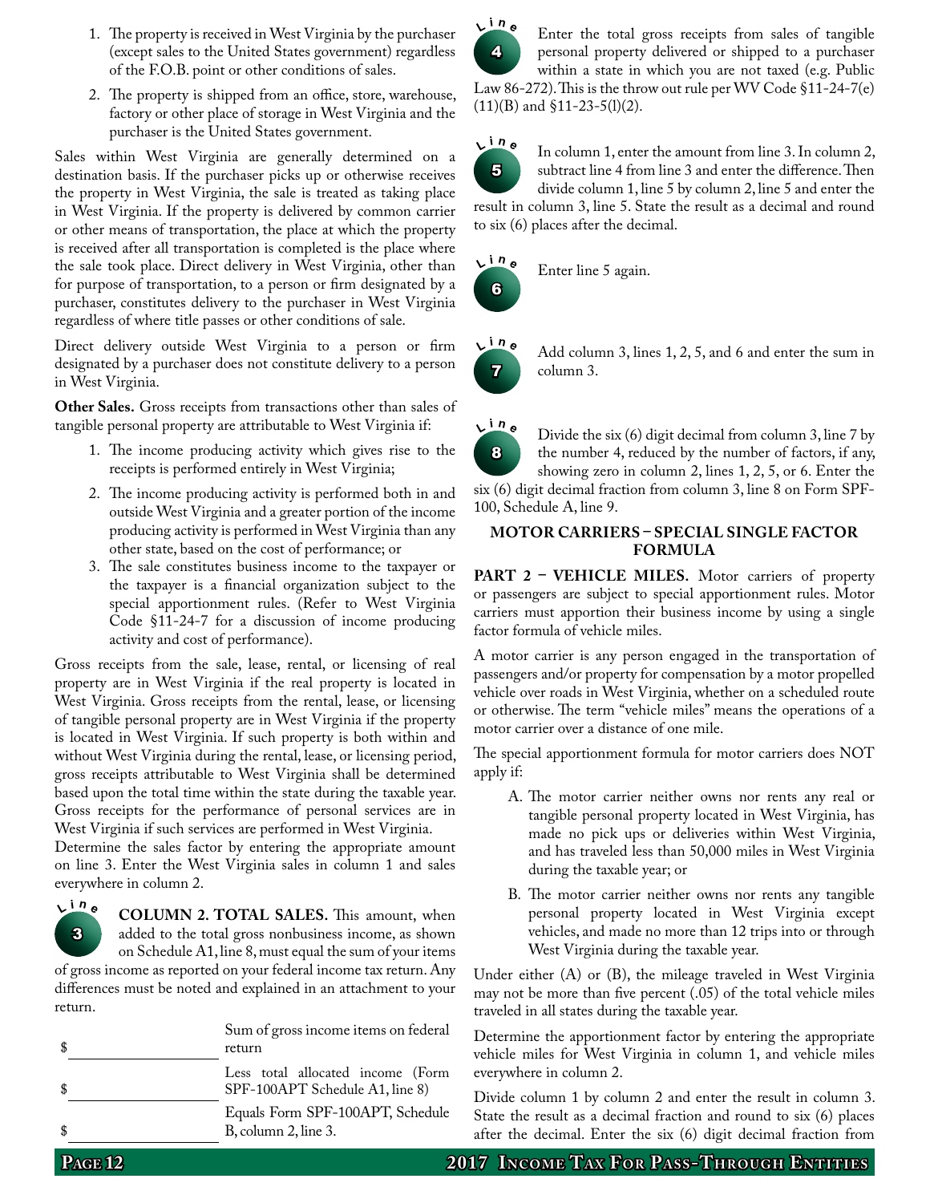1. The property is received in West Virginia by the purchaser (except sales to the United States government) regardless of the F.O.B. point or other conditions of sales.
2. The property is shipped from an office, store, warehouse, factory or other place of storage in West Virginia and the purchaser is the United States government.

Sales within West Virginia are generally determined on a destination basis. If the purchaser picks up or otherwise receives the property in West Virginia, the sale is treated as taking place in West Virginia. If the property is delivered by common carrier or other means of transportation, the place at which the property is received after all transportation is completed is the place where the sale took place. Direct delivery in West Virginia, other than for purpose of transportation, to a person or firm designated by a purchaser, constitutes delivery to the purchaser in West Virginia regardless of where title passes or other conditions of sale.

Direct delivery outside West Virginia to a person or firm designated by a purchaser does not constitute delivery to a person in West Virginia.

**Other Sales.** Gross receipts from transactions other than sales of tangible personal property are attributable to West Virginia if:

1. The income producing activity which gives rise to the receipts is performed entirely in West Virginia;
2. The income producing activity is performed both in and outside West Virginia and a greater portion of the income producing activity is performed in West Virginia than any other state, based on the cost of performance; or
3. The sale constitutes business income to the taxpayer or the taxpayer is a financial organization subject to the special apportionment rules. (Refer to West Virginia Code §11-24-7 for a discussion of income producing activity and cost of performance).

Gross receipts from the sale, lease, rental, or licensing of real property are in West Virginia if the real property is located in West Virginia. Gross receipts from the rental, lease, or licensing of tangible personal property are in West Virginia if the property is located in West Virginia. If such property is both within and without West Virginia during the rental, lease, or licensing period, gross receipts attributable to West Virginia shall be determined based upon the total time within the state during the taxable year. Gross receipts for the performance of personal services are in West Virginia if such services are performed in West Virginia.

Determine the sales factor by entering the appropriate amount on line 3. Enter the West Virginia sales in column 1 and sales everywhere in column 2.

**Line 3** **COLUMN 2. TOTAL SALES.** This amount, when added to the total gross nonbusiness income, as shown on Schedule A1, line 8, must equal the sum of your items of gross income as reported on your federal income tax return. Any differences must be noted and explained in an attachment to your return.

| | |
|---|---|
| $ ________________ | Sum of gross income items on federal return |
| $ ________________ | Less total allocated income (Form SPF-100APT Schedule A1, line 8) |
| $ ________________ | Equals Form SPF-100APT, Schedule B, column 2, line 3. |

**Line 4** Enter the total gross receipts from sales of tangible personal property delivered or shipped to a purchaser within a state in which you are not taxed (e.g. Public Law 86-272). This is the throw out rule per WV Code §11-24-7(e)(11)(B) and §11-23-5(l)(2).

**Line 5** In column 1, enter the amount from line 3. In column 2, subtract line 4 from line 3 and enter the difference. Then divide column 1, line 5 by column 2, line 5 and enter the result in column 3, line 5. State the result as a decimal and round to six (6) places after the decimal.

**Line 6** Enter line 5 again.

**Line 7** Add column 3, lines 1, 2, 5, and 6 and enter the sum in column 3.

**Line 8** Divide the six (6) digit decimal from column 3, line 7 by the number 4, reduced by the number of factors, if any, showing zero in column 2, lines 1, 2, 5, or 6. Enter the six (6) digit decimal fraction from column 3, line 8 on Form SPF-100, Schedule A, line 9.

## MOTOR CARRIERS – SPECIAL SINGLE FACTOR FORMULA

**PART 2 – VEHICLE MILES.** Motor carriers of property or passengers are subject to special apportionment rules. Motor carriers must apportion their business income by using a single factor formula of vehicle miles.

A motor carrier is any person engaged in the transportation of passengers and/or property for compensation by a motor propelled vehicle over roads in West Virginia, whether on a scheduled route or otherwise. The term "vehicle miles" means the operations of a motor carrier over a distance of one mile.

The special apportionment formula for motor carriers does NOT apply if:

A. The motor carrier neither owns nor rents any real or tangible personal property located in West Virginia, has made no pick ups or deliveries within West Virginia, and has traveled less than 50,000 miles in West Virginia during the taxable year; or

B. The motor carrier neither owns nor rents any tangible personal property located in West Virginia except vehicles, and made no more than 12 trips into or through West Virginia during the taxable year.

Under either (A) or (B), the mileage traveled in West Virginia may not be more than five percent (.05) of the total vehicle miles traveled in all states during the taxable year.

Determine the apportionment factor by entering the appropriate vehicle miles for West Virginia in column 1, and vehicle miles everywhere in column 2.

Divide column 1 by column 2 and enter the result in column 3. State the result as a decimal fraction and round to six (6) places after the decimal. Enter the six (6) digit decimal fraction from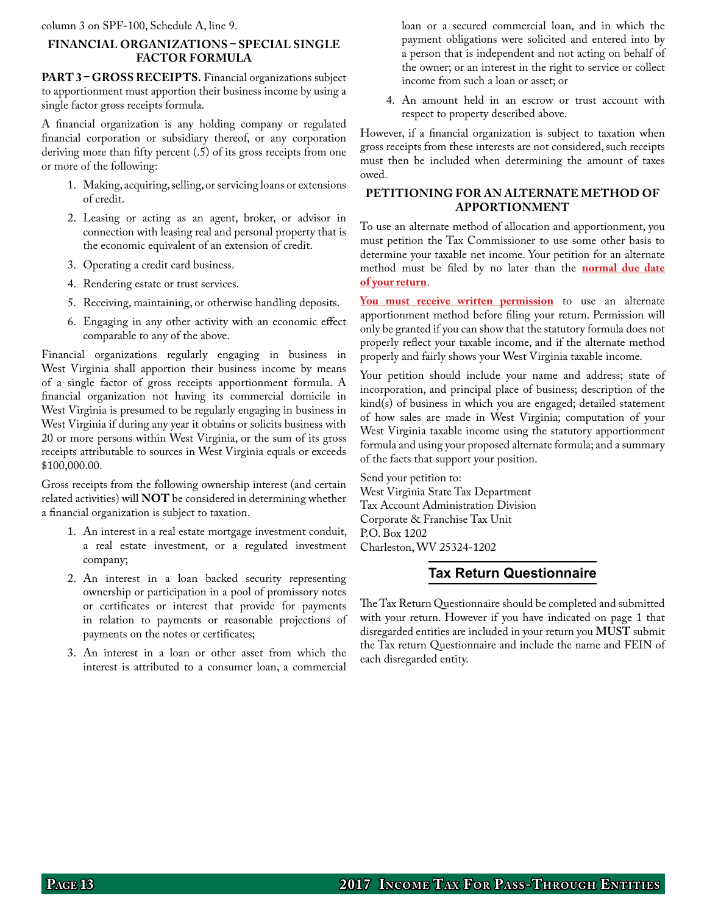column 3 on SPF-100, Schedule A, line 9.

## FINANCIAL ORGANIZATIONS – SPECIAL SINGLE FACTOR FORMULA

**PART 3 – GROSS RECEIPTS.** Financial organizations subject to apportionment must apportion their business income by using a single factor gross receipts formula.

A financial organization is any holding company or regulated financial corporation or subsidiary thereof, or any corporation deriving more than fifty percent (.5) of its gross receipts from one or more of the following:

1. Making, acquiring, selling, or servicing loans or extensions of credit.
2. Leasing or acting as an agent, broker, or advisor in connection with leasing real and personal property that is the economic equivalent of an extension of credit.
3. Operating a credit card business.
4. Rendering estate or trust services.
5. Receiving, maintaining, or otherwise handling deposits.
6. Engaging in any other activity with an economic effect comparable to any of the above.

Financial organizations regularly engaging in business in West Virginia shall apportion their business income by means of a single factor of gross receipts apportionment formula. A financial organization not having its commercial domicile in West Virginia is presumed to be regularly engaging in business in West Virginia if during any year it obtains or solicits business with 20 or more persons within West Virginia, or the sum of its gross receipts attributable to sources in West Virginia equals or exceeds $100,000.00.

Gross receipts from the following ownership interest (and certain related activities) will **NOT** be considered in determining whether a financial organization is subject to taxation.

1. An interest in a real estate mortgage investment conduit, a real estate investment, or a regulated investment company;
2. An interest in a loan backed security representing ownership or participation in a pool of promissory notes or certificates or interest that provide for payments in relation to payments or reasonable projections of payments on the notes or certificates;
3. An interest in a loan or other asset from which the interest is attributed to a consumer loan, a commercial loan or a secured commercial loan, and in which the payment obligations were solicited and entered into by a person that is independent and not acting on behalf of the owner; or an interest in the right to service or collect income from such a loan or asset; or
4. An amount held in an escrow or trust account with respect to property described above.

However, if a financial organization is subject to taxation when gross receipts from these interests are not considered, such receipts must then be included when determining the amount of taxes owed.

## PETITIONING FOR AN ALTERNATE METHOD OF APPORTIONMENT

To use an alternate method of allocation and apportionment, you must petition the Tax Commissioner to use some other basis to determine your taxable net income. Your petition for an alternate method must be filed by no later than the **normal due date of your return**.

**You must receive written permission** to use an alternate apportionment method before filing your return. Permission will only be granted if you can show that the statutory formula does not properly reflect your taxable income, and if the alternate method properly and fairly shows your West Virginia taxable income.

Your petition should include your name and address; state of incorporation, and principal place of business; description of the kind(s) of business in which you are engaged; detailed statement of how sales are made in West Virginia; computation of your West Virginia taxable income using the statutory apportionment formula and using your proposed alternate formula; and a summary of the facts that support your position.

Send your petition to:
West Virginia State Tax Department
Tax Account Administration Division
Corporate & Franchise Tax Unit
P.O. Box 1202
Charleston, WV 25324-1202

## Tax Return Questionnaire

The Tax Return Questionnaire should be completed and submitted with your return. However if you have indicated on page 1 that disregarded entities are included in your return you **MUST** submit the Tax return Questionnaire and include the name and FEIN of each disregarded entity.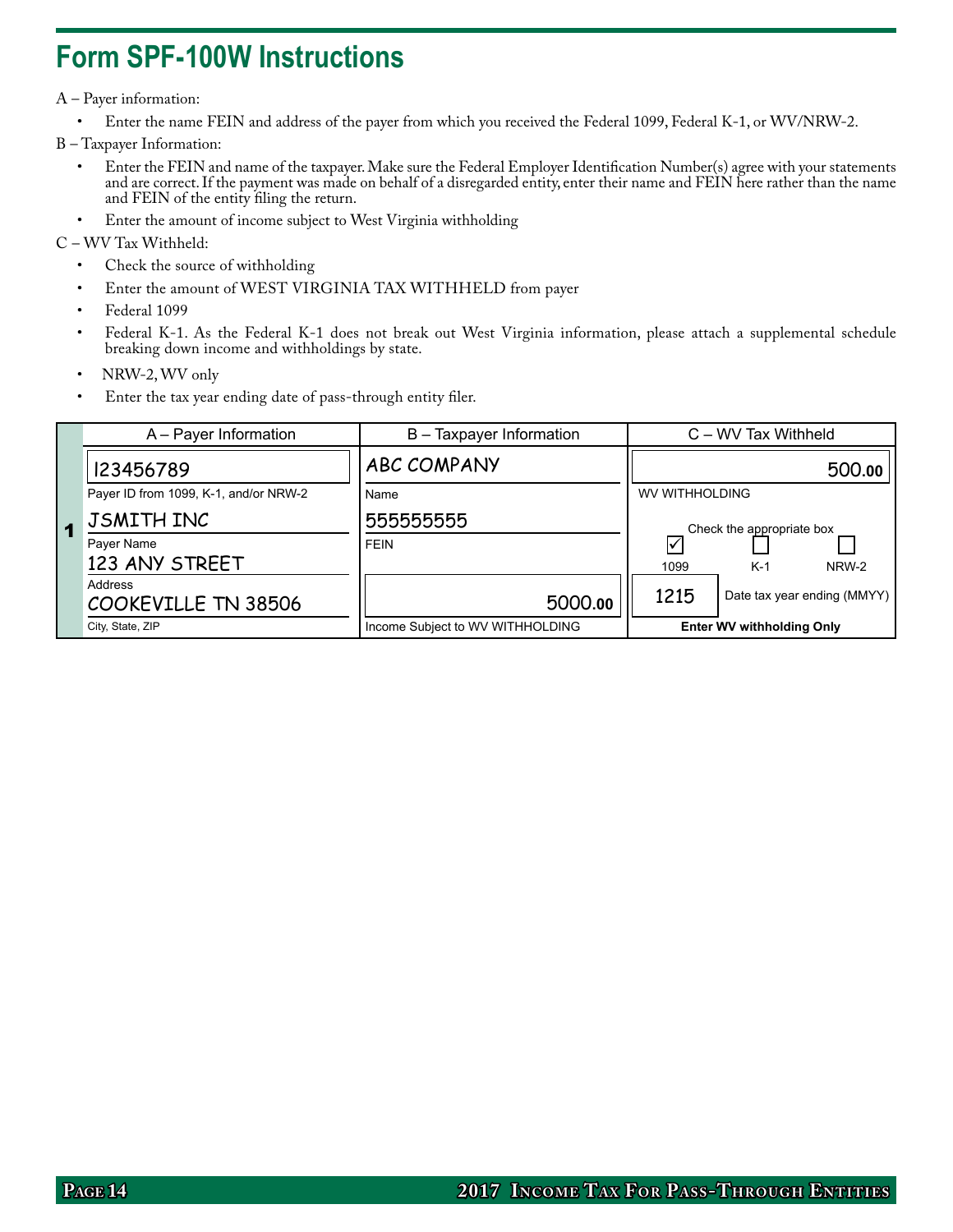# Form SPF-100W Instructions

A – Payer information:

- Enter the name FEIN and address of the payer from which you received the Federal 1099, Federal K-1, or WV/NRW-2.

B – Taxpayer Information:

- Enter the FEIN and name of the taxpayer. Make sure the Federal Employer Identification Number(s) agree with your statements and are correct. If the payment was made on behalf of a disregarded entity, enter their name and FEIN here rather than the name and FEIN of the entity filing the return.
- Enter the amount of income subject to West Virginia withholding

C – WV Tax Withheld:

- Check the source of withholding
- Enter the amount of WEST VIRGINIA TAX WITHHELD from payer
- Federal 1099
- Federal K-1. As the Federal K-1 does not break out West Virginia information, please attach a supplemental schedule breaking down income and withholdings by state.
- NRW-2, WV only
- Enter the tax year ending date of pass-through entity filer.

| | A – Payer Information | B – Taxpayer Information | C – WV Tax Withheld |
|---|---|---|---|
| 1 | 123456789<br>Payer ID from 1099, K-1, and/or NRW-2 | ABC COMPANY<br>Name | 500.00<br>WV WITHHOLDING |
| | JSMITH INC<br>Payer Name | 555555555<br>FEIN | Check the appropriate box<br>☑ 1099 ☐ K-1 ☐ NRW-2 |
| | 123 ANY STREET<br>Address | | |
| | COOKEVILLE TN 38506<br>City, State, ZIP | 5000.00<br>Income Subject to WV WITHHOLDING | 1215 Date tax year ending (MMYY)<br>**Enter WV withholding Only** |